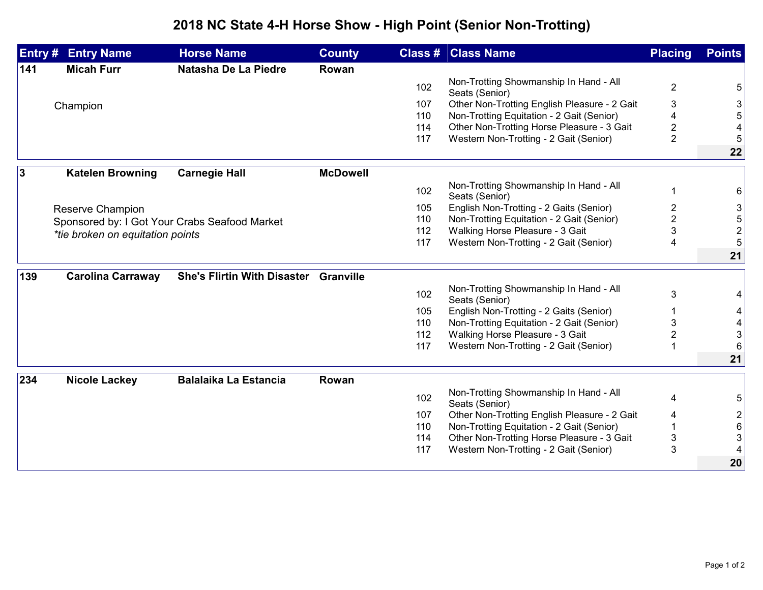# 2018 NC State 4-H Horse Show - High Point (Senior Non-Trotting)

| Entry # | Entry Name | Horse Name | County | Class # | Class Name | Placing | Points |
|---|---|---|---|---|---|---|---|
| 141 | Micah Furr | Natasha De La Piedre | Rowan | | | | |
| | Champion | | | 102 | Non-Trotting Showmanship In Hand - All Seats (Senior) | 2 | 5 |
| | | | | 107 | Other Non-Trotting English Pleasure - 2 Gait | 3 | 3 |
| | | | | 110 | Non-Trotting Equitation - 2 Gait (Senior) | 4 | 5 |
| | | | | 114 | Other Non-Trotting Horse Pleasure - 3 Gait | 2 | 4 |
| | | | | 117 | Western Non-Trotting - 2 Gait (Senior) | 2 | 5 |
| | | | | | | | **22** |
| 3 | Katelen Browning | Carnegie Hall | McDowell | | | | |
| | Reserve Champion<br>Sponsored by: I Got Your Crabs Seafood Market<br>*tie broken on equitation points* | | | 102 | Non-Trotting Showmanship In Hand - All Seats (Senior) | 1 | 6 |
| | | | | 105 | English Non-Trotting - 2 Gaits (Senior) | 2 | 3 |
| | | | | 110 | Non-Trotting Equitation - 2 Gait (Senior) | 2 | 5 |
| | | | | 112 | Walking Horse Pleasure - 3 Gait | 3 | 2 |
| | | | | 117 | Western Non-Trotting - 2 Gait (Senior) | 4 | 5 |
| | | | | | | | **21** |
| 139 | Carolina Carraway | She's Flirtin With Disaster | Granville | | | | |
| | | | | 102 | Non-Trotting Showmanship In Hand - All Seats (Senior) | 3 | 4 |
| | | | | 105 | English Non-Trotting - 2 Gaits (Senior) | 1 | 4 |
| | | | | 110 | Non-Trotting Equitation - 2 Gait (Senior) | 3 | 4 |
| | | | | 112 | Walking Horse Pleasure - 3 Gait | 2 | 3 |
| | | | | 117 | Western Non-Trotting - 2 Gait (Senior) | 1 | 6 |
| | | | | | | | **21** |
| 234 | Nicole Lackey | Balalaika La Estancia | Rowan | | | | |
| | | | | 102 | Non-Trotting Showmanship In Hand - All Seats (Senior) | 4 | 5 |
| | | | | 107 | Other Non-Trotting English Pleasure - 2 Gait | 4 | 2 |
| | | | | 110 | Non-Trotting Equitation - 2 Gait (Senior) | 1 | 6 |
| | | | | 114 | Other Non-Trotting Horse Pleasure - 3 Gait | 3 | 3 |
| | | | | 117 | Western Non-Trotting - 2 Gait (Senior) | 3 | 4 |
| | | | | | | | **20** |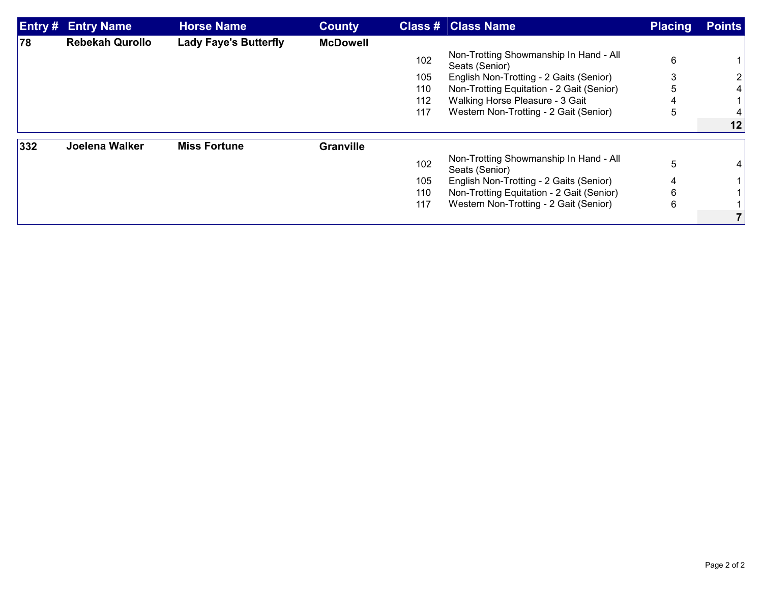| Entry # | Entry Name | Horse Name | County | Class # | Class Name | Placing | Points |
|---|---|---|---|---|---|---|---|
| **78** | **Rebekah Qurollo** | **Lady Faye's Butterfly** | **McDowell** | | | | |
| | | | | 102 | Non-Trotting Showmanship In Hand - All Seats (Senior) | 6 | 1 |
| | | | | 105 | English Non-Trotting - 2 Gaits (Senior) | 3 | 2 |
| | | | | 110 | Non-Trotting Equitation - 2 Gait (Senior) | 5 | 4 |
| | | | | 112 | Walking Horse Pleasure - 3 Gait | 4 | 1 |
| | | | | 117 | Western Non-Trotting - 2 Gait (Senior) | 5 | 4 |
| | | | | | | | **12** |
| **332** | **Joelena Walker** | **Miss Fortune** | **Granville** | | | | |
| | | | | 102 | Non-Trotting Showmanship In Hand - All Seats (Senior) | 5 | 4 |
| | | | | 105 | English Non-Trotting - 2 Gaits (Senior) | 4 | 1 |
| | | | | 110 | Non-Trotting Equitation - 2 Gait (Senior) | 6 | 1 |
| | | | | 117 | Western Non-Trotting - 2 Gait (Senior) | 6 | 1 |
| | | | | | | | **7** |